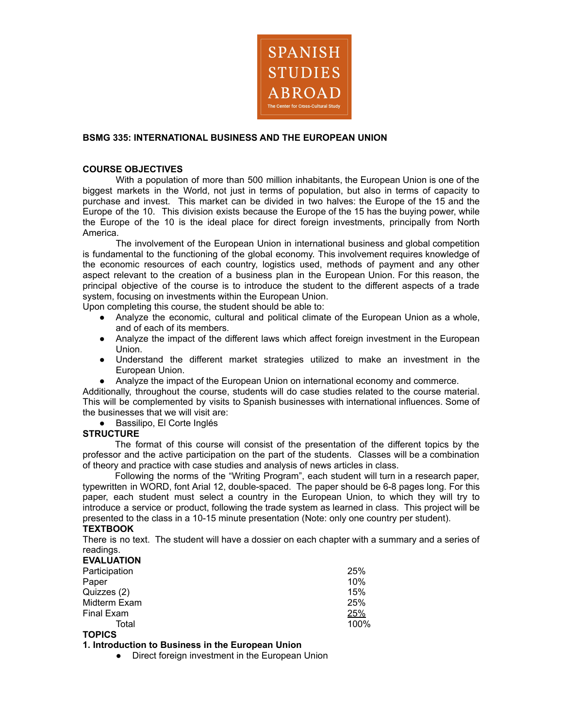SPANISH STUDIES ABROAD
The Center for Cross-Cultural Study

**BSMG 335: INTERNATIONAL BUSINESS AND THE EUROPEAN UNION**

**COURSE OBJECTIVES**

With a population of more than 500 million inhabitants, the European Union is one of the biggest markets in the World, not just in terms of population, but also in terms of capacity to purchase and invest. This market can be divided in two halves: the Europe of the 15 and the Europe of the 10. This division exists because the Europe of the 15 has the buying power, while the Europe of the 10 is the ideal place for direct foreign investments, principally from North America.

The involvement of the European Union in international business and global competition is fundamental to the functioning of the global economy. This involvement requires knowledge of the economic resources of each country, logistics used, methods of payment and any other aspect relevant to the creation of a business plan in the European Union. For this reason, the principal objective of the course is to introduce the student to the different aspects of a trade system, focusing on investments within the European Union.

Upon completing this course, the student should be able to:

- Analyze the economic, cultural and political climate of the European Union as a whole, and of each of its members.
- Analyze the impact of the different laws which affect foreign investment in the European Union.
- Understand the different market strategies utilized to make an investment in the European Union.
- Analyze the impact of the European Union on international economy and commerce.

Additionally, throughout the course, students will do case studies related to the course material. This will be complemented by visits to Spanish businesses with international influences. Some of the businesses that we will visit are:

- Bassilipo, El Corte Inglés

**STRUCTURE**

The format of this course will consist of the presentation of the different topics by the professor and the active participation on the part of the students. Classes will be a combination of theory and practice with case studies and analysis of news articles in class.

Following the norms of the "Writing Program", each student will turn in a research paper, typewritten in WORD, font Arial 12, double-spaced. The paper should be 6-8 pages long. For this paper, each student must select a country in the European Union, to which they will try to introduce a service or product, following the trade system as learned in class. This project will be presented to the class in a 10-15 minute presentation (Note: only one country per student).

**TEXTBOOK**

There is no text. The student will have a dossier on each chapter with a summary and a series of readings.

**EVALUATION**

| | |
|---|---|
| Participation | 25% |
| Paper | 10% |
| Quizzes (2) | 15% |
| Midterm Exam | 25% |
| Final Exam | 25% |
| Total | 100% |

**TOPICS**

**1. Introduction to Business in the European Union**

- Direct foreign investment in the European Union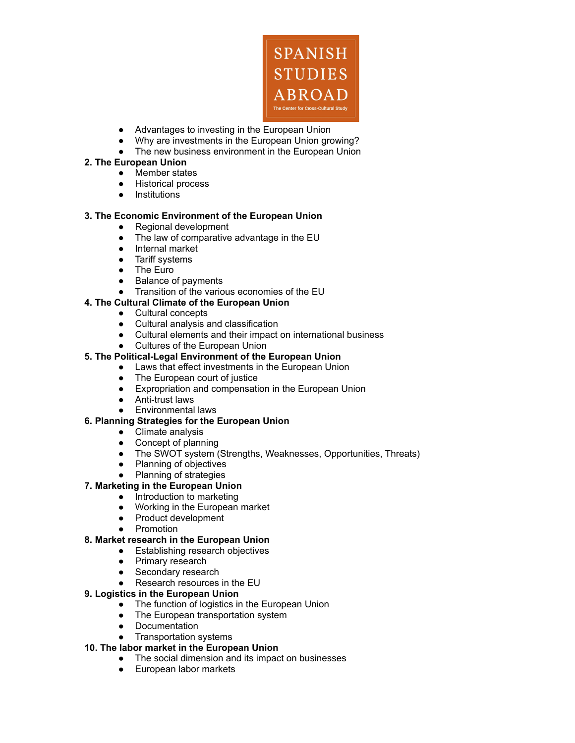- Advantages to investing in the European Union
- Why are investments in the European Union growing?
- The new business environment in the European Union

**2. The European Union**

- Member states
- Historical process
- Institutions

**3. The Economic Environment of the European Union**

- Regional development
- The law of comparative advantage in the EU
- Internal market
- Tariff systems
- The Euro
- Balance of payments
- Transition of the various economies of the EU

**4. The Cultural Climate of the European Union**

- Cultural concepts
- Cultural analysis and classification
- Cultural elements and their impact on international business
- Cultures of the European Union

**5. The Political-Legal Environment of the European Union**

- Laws that effect investments in the European Union
- The European court of justice
- Expropriation and compensation in the European Union
- Anti-trust laws
- Environmental laws

**6. Planning Strategies for the European Union**

- Climate analysis
- Concept of planning
- The SWOT system (Strengths, Weaknesses, Opportunities, Threats)
- Planning of objectives
- Planning of strategies

**7. Marketing in the European Union**

- Introduction to marketing
- Working in the European market
- Product development
- Promotion

**8. Market research in the European Union**

- Establishing research objectives
- Primary research
- Secondary research
- Research resources in the EU

**9. Logistics in the European Union**

- The function of logistics in the European Union
- The European transportation system
- Documentation
- Transportation systems

**10. The labor market in the European Union**

- The social dimension and its impact on businesses
- European labor markets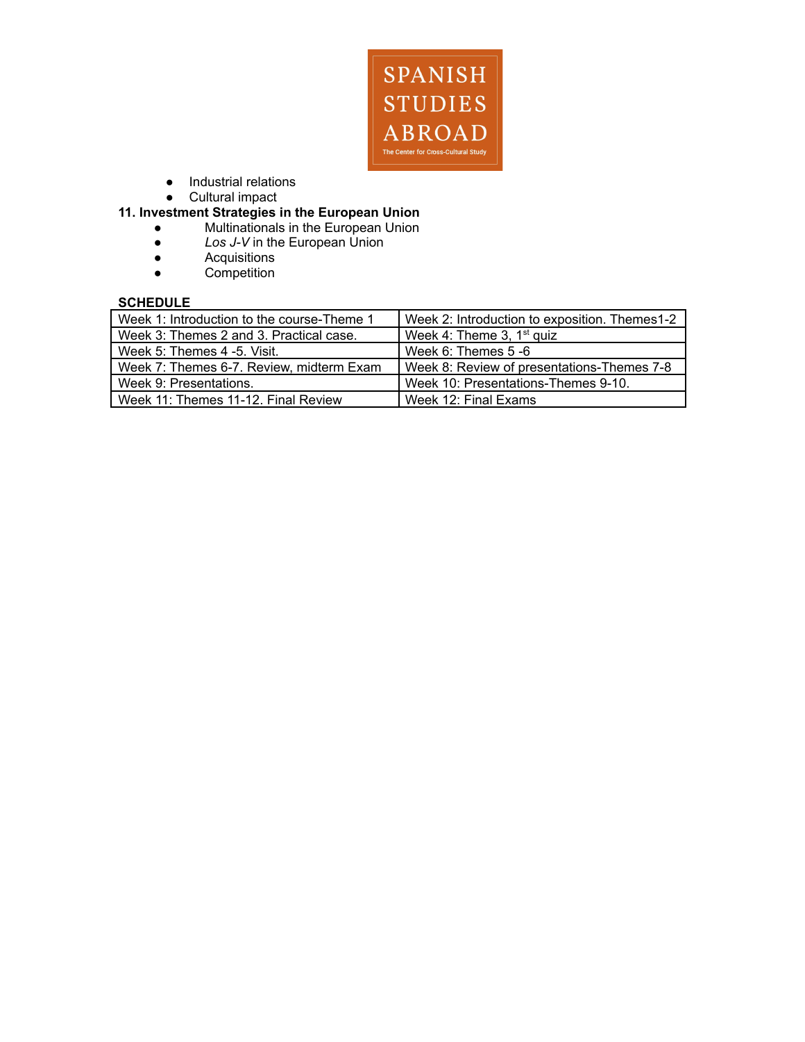- Industrial relations
- Cultural impact

**11. Investment Strategies in the European Union**

- Multinationals in the European Union
- *Los J-V* in the European Union
- Acquisitions
- Competition

**SCHEDULE**

| | |
|---|---|
| Week 1: Introduction to the course-Theme 1 | Week 2: Introduction to exposition. Themes1-2 |
| Week 3: Themes 2 and 3. Practical case. | Week 4: Theme 3, 1st quiz |
| Week 5: Themes 4 -5. Visit. | Week 6: Themes 5 -6 |
| Week 7: Themes 6-7. Review, midterm Exam | Week 8: Review of presentations-Themes 7-8 |
| Week 9: Presentations. | Week 10: Presentations-Themes 9-10. |
| Week 11: Themes 11-12. Final Review | Week 12: Final Exams |